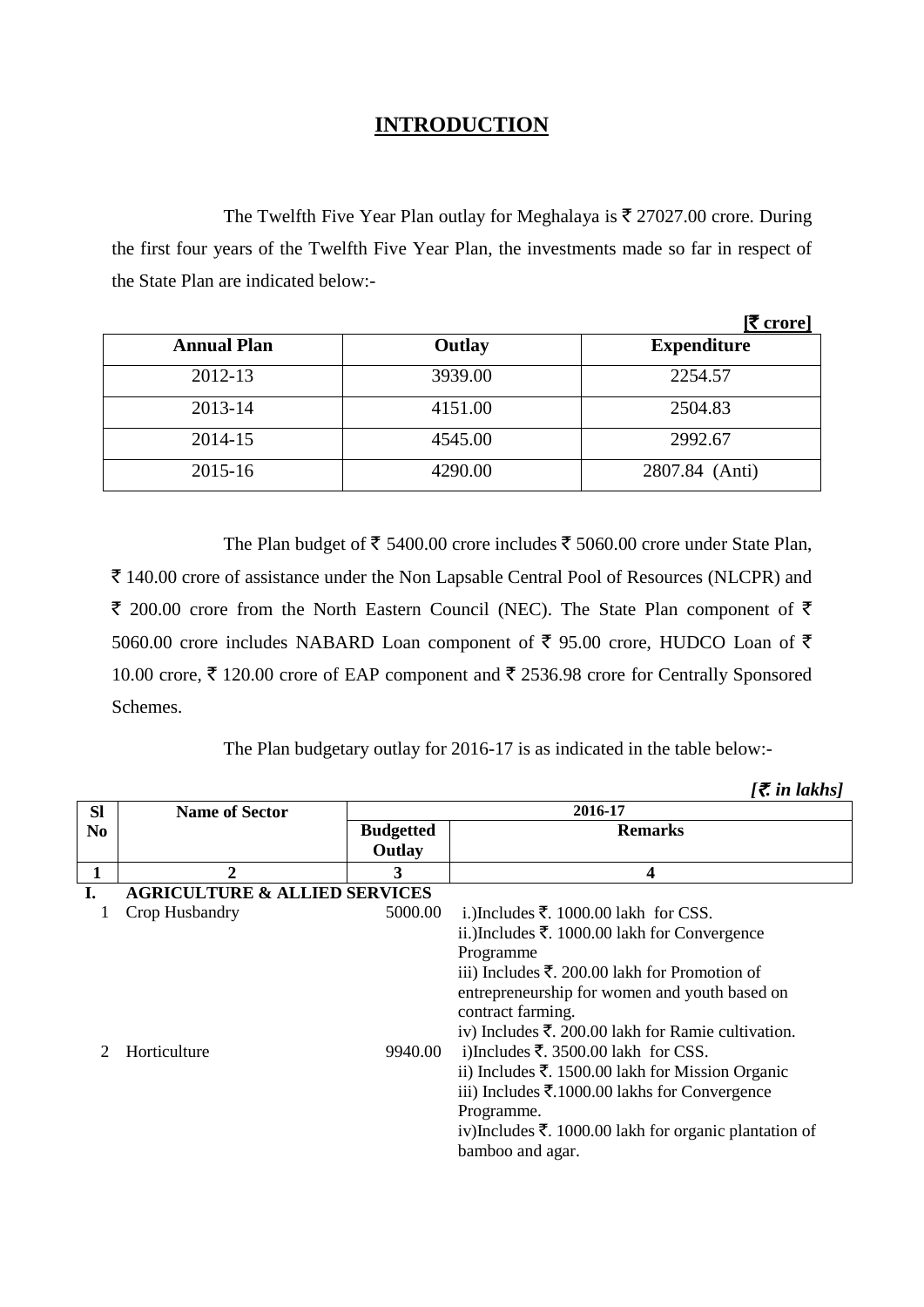# INTRODUCTION

The Twelfth Five Year Plan outlay for Meghalaya is ₹ 27027.00 crore. During the first four years of the Twelfth Five Year Plan, the investments made so far in respect of the State Plan are indicated below:-

**[₹ crore]**

| Annual Plan | Outlay | Expenditure |
|---|---|---|
| 2012-13 | 3939.00 | 2254.57 |
| 2013-14 | 4151.00 | 2504.83 |
| 2014-15 | 4545.00 | 2992.67 |
| 2015-16 | 4290.00 | 2807.84 (Anti) |

The Plan budget of ₹ 5400.00 crore includes ₹ 5060.00 crore under State Plan, ₹ 140.00 crore of assistance under the Non Lapsable Central Pool of Resources (NLCPR) and ₹ 200.00 crore from the North Eastern Council (NEC). The State Plan component of ₹ 5060.00 crore includes NABARD Loan component of ₹ 95.00 crore, HUDCO Loan of ₹ 10.00 crore, ₹ 120.00 crore of EAP component and ₹ 2536.98 crore for Centrally Sponsored Schemes.

The Plan budgetary outlay for 2016-17 is as indicated in the table below:-

***[₹. in lakhs]***

| Sl No | Name of Sector | 2016-17 | |
|---|---|---|---|
| | | Budgetted Outlay | Remarks |
| 1 | 2 | 3 | 4 |
| **I.** | **AGRICULTURE & ALLIED SERVICES** | | |
| 1 | Crop Husbandry | 5000.00 | i.)Includes ₹. 1000.00 lakh for CSS.<br>ii.)Includes ₹. 1000.00 lakh for Convergence Programme<br>iii) Includes ₹. 200.00 lakh for Promotion of entrepreneurship for women and youth based on contract farming.<br>iv) Includes ₹. 200.00 lakh for Ramie cultivation. |
| 2 | Horticulture | 9940.00 | i)Includes ₹. 3500.00 lakh for CSS.<br>ii) Includes ₹. 1500.00 lakh for Mission Organic<br>iii) Includes ₹.1000.00 lakhs for Convergence Programme.<br>iv)Includes ₹. 1000.00 lakh for organic plantation of bamboo and agar. |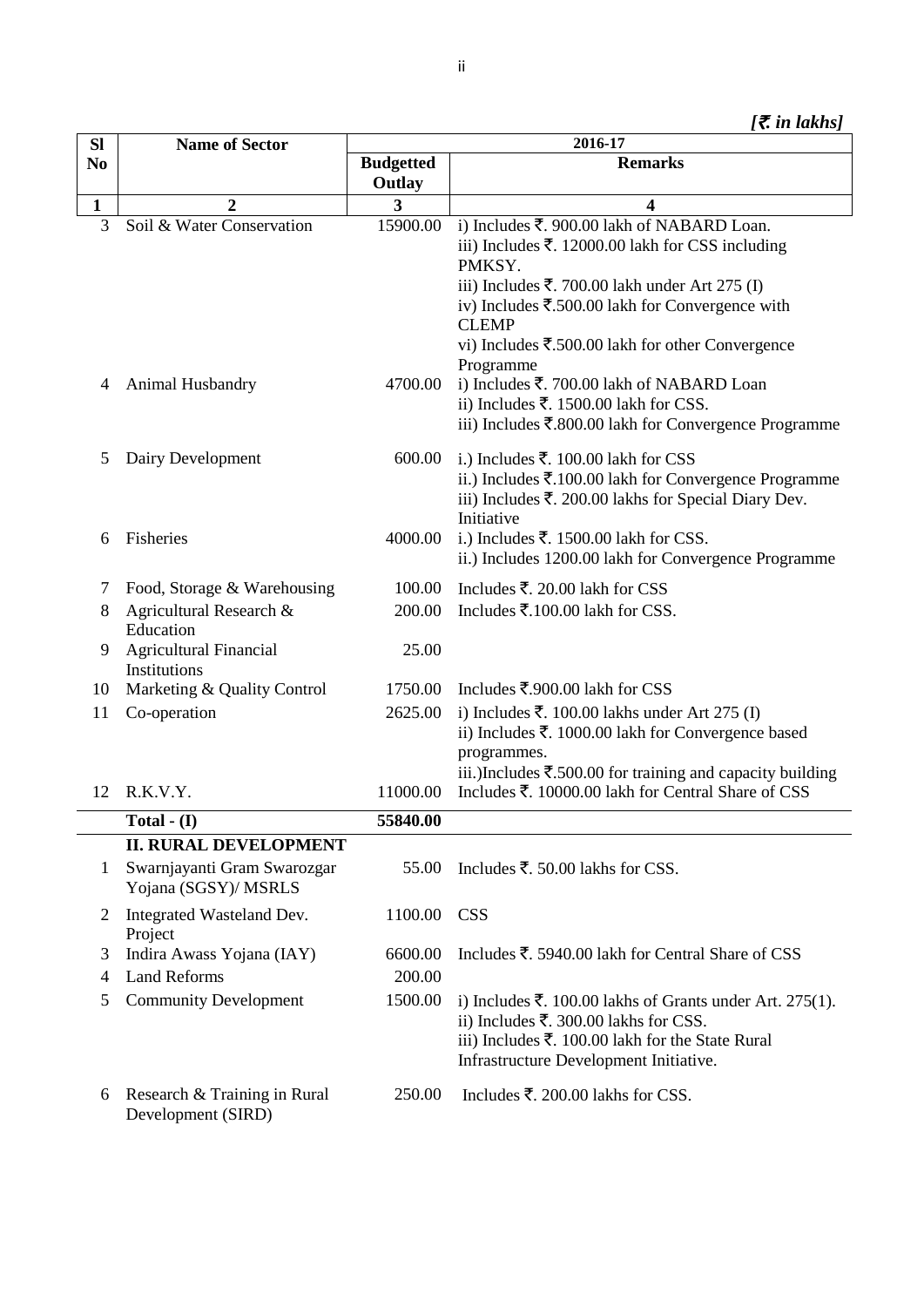*[₹ in lakhs]*

| Sl No | Name of Sector | 2016-17 | |
|---|---|---|---|
| | | Budgetted Outlay | Remarks |
| 1 | 2 | 3 | 4 |
| 3 | Soil & Water Conservation | 15900.00 | i) Includes ₹. 900.00 lakh of NABARD Loan.<br>iii) Includes ₹. 12000.00 lakh for CSS including PMKSY.<br>iii) Includes ₹. 700.00 lakh under Art 275 (I)<br>iv) Includes ₹.500.00 lakh for Convergence with CLEMP<br>vi) Includes ₹.500.00 lakh for other Convergence Programme |
| 4 | Animal Husbandry | 4700.00 | i) Includes ₹. 700.00 lakh of NABARD Loan<br>ii) Includes ₹. 1500.00 lakh for CSS.<br>iii) Includes ₹.800.00 lakh for Convergence Programme |
| 5 | Dairy Development | 600.00 | i.) Includes ₹. 100.00 lakh for CSS<br>ii.) Includes ₹.100.00 lakh for Convergence Programme<br>iii) Includes ₹. 200.00 lakhs for Special Diary Dev. Initiative |
| 6 | Fisheries | 4000.00 | i.) Includes ₹. 1500.00 lakh for CSS.<br>ii.) Includes 1200.00 lakh for Convergence Programme |
| 7 | Food, Storage & Warehousing | 100.00 | Includes ₹. 20.00 lakh for CSS |
| 8 | Agricultural Research & Education | 200.00 | Includes ₹.100.00 lakh for CSS. |
| 9 | Agricultural Financial Institutions | 25.00 | |
| 10 | Marketing & Quality Control | 1750.00 | Includes ₹.900.00 lakh for CSS |
| 11 | Co-operation | 2625.00 | i) Includes ₹. 100.00 lakhs under Art 275 (I)<br>ii) Includes ₹. 1000.00 lakh for Convergence based programmes.<br>iii.)Includes ₹.500.00 for training and capacity building |
| 12 | R.K.V.Y. | 11000.00 | Includes ₹. 10000.00 lakh for Central Share of CSS |
| | **Total - (I)** | **55840.00** | |
| | **II. RURAL DEVELOPMENT** | | |
| 1 | Swarnjayanti Gram Swarozgar Yojana (SGSY)/ MSRLS | 55.00 | Includes ₹. 50.00 lakhs for CSS. |
| 2 | Integrated Wasteland Dev. Project | 1100.00 | CSS |
| 3 | Indira Awass Yojana (IAY) | 6600.00 | Includes ₹. 5940.00 lakh for Central Share of CSS |
| 4 | Land Reforms | 200.00 | |
| 5 | Community Development | 1500.00 | i) Includes ₹. 100.00 lakhs of Grants under Art. 275(1).<br>ii) Includes ₹. 300.00 lakhs for CSS.<br>iii) Includes ₹. 100.00 lakh for the State Rural Infrastructure Development Initiative. |
| 6 | Research & Training in Rural Development (SIRD) | 250.00 | Includes ₹. 200.00 lakhs for CSS. |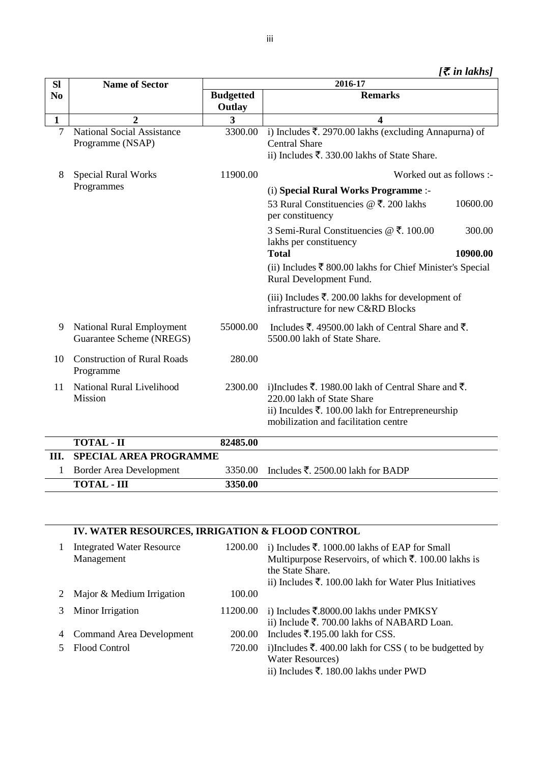*[₹ in lakhs]*

| Sl No | Name of Sector | 2016-17 | |
|---|---|---|---|
| | | Budgetted Outlay | Remarks |
| 1 | 2 | 3 | 4 |
| 7 | National Social Assistance Programme (NSAP) | 3300.00 | i) Includes ₹. 2970.00 lakhs (excluding Annapurna) of Central Share<br>ii) Includes ₹. 330.00 lakhs of State Share. |
| 8 | Special Rural Works Programmes | 11900.00 | Worked out as follows :-<br>(i) **Special Rural Works Programme** :-<br>53 Rural Constituencies @ ₹. 200 lakhs per constituency — 10600.00<br>3 Semi-Rural Constituencies @ ₹. 100.00 lakhs per constituency — 300.00<br>**Total** — **10900.00**<br>(ii) Includes ₹ 800.00 lakhs for Chief Minister's Special Rural Development Fund.<br>(iii) Includes ₹. 200.00 lakhs for development of infrastructure for new C&RD Blocks |
| 9 | National Rural Employment Guarantee Scheme (NREGS) | 55000.00 | Includes ₹. 49500.00 lakh of Central Share and ₹. 5500.00 lakh of State Share. |
| 10 | Construction of Rural Roads Programme | 280.00 | |
| 11 | National Rural Livelihood Mission | 2300.00 | i)Includes ₹. 1980.00 lakh of Central Share and ₹. 220.00 lakh of State Share<br>ii) Inculdes ₹. 100.00 lakh for Entrepreneurship mobilization and facilitation centre |
| | **TOTAL - II** | **82485.00** | |
| **III.** | **SPECIAL AREA PROGRAMME** | | |
| 1 | Border Area Development | 3350.00 | Includes ₹. 2500.00 lakh for BADP |
| | **TOTAL - III** | **3350.00** | |

| | **IV. WATER RESOURCES, IRRIGATION & FLOOD CONTROL** | | |
|---|---|---|---|
| 1 | Integrated Water Resource Management | 1200.00 | i) Includes ₹. 1000.00 lakhs of EAP for Small Multipurpose Reservoirs, of which ₹. 100.00 lakhs is the State Share.<br>ii) Includes ₹. 100.00 lakh for Water Plus Initiatives |
| 2 | Major & Medium Irrigation | 100.00 | |
| 3 | Minor Irrigation | 11200.00 | i) Includes ₹.8000.00 lakhs under PMKSY<br>ii) Include ₹. 700.00 lakhs of NABARD Loan. |
| 4 | Command Area Development | 200.00 | Includes ₹.195.00 lakh for CSS. |
| 5 | Flood Control | 720.00 | i)Includes ₹. 400.00 lakh for CSS ( to be budgetted by Water Resources)<br>ii) Includes ₹. 180.00 lakhs under PWD |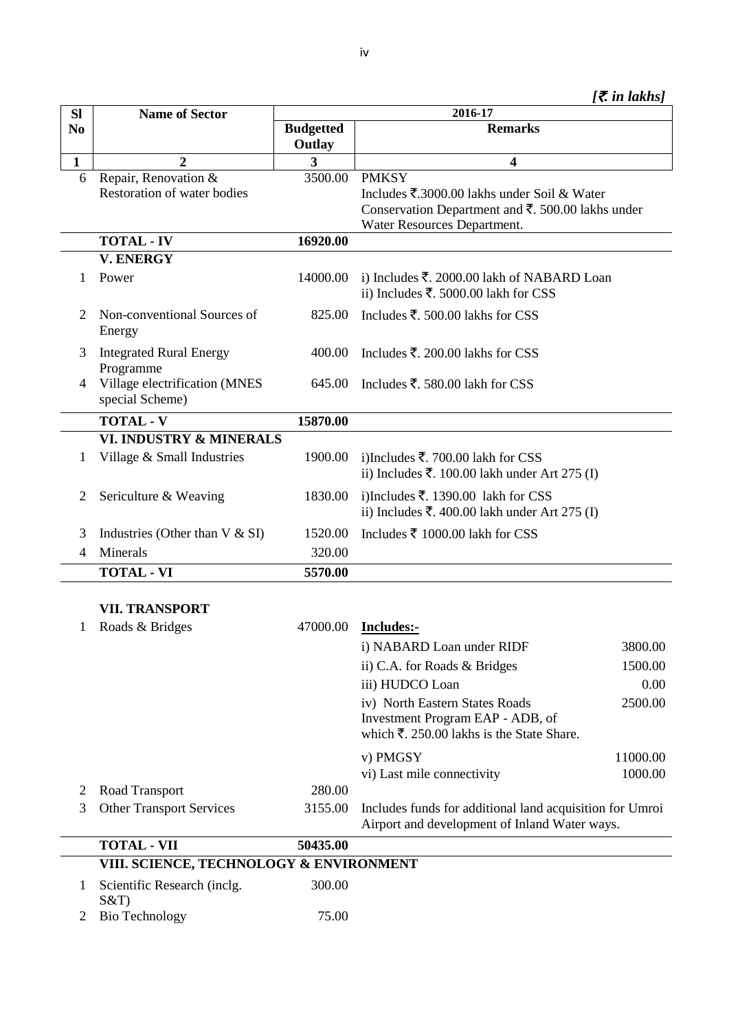*[₹. in lakhs]*

| Sl No | Name of Sector | 2016-17 | |
|---|---|---|---|
| | | Budgetted Outlay | Remarks |
| 1 | 2 | 3 | 4 |
| 6 | Repair, Renovation & Restoration of water bodies | 3500.00 | PMKSY<br>Includes ₹.3000.00 lakhs under Soil & Water Conservation Department and ₹. 500.00 lakhs under Water Resources Department. |
| | **TOTAL - IV** | **16920.00** | |
| | **V. ENERGY** | | |
| 1 | Power | 14000.00 | i) Includes ₹. 2000.00 lakh of NABARD Loan<br>ii) Includes ₹. 5000.00 lakh for CSS |
| 2 | Non-conventional Sources of Energy | 825.00 | Includes ₹. 500.00 lakhs for CSS |
| 3 | Integrated Rural Energy Programme | 400.00 | Includes ₹. 200.00 lakhs for CSS |
| 4 | Village electrification (MNES special Scheme) | 645.00 | Includes ₹. 580.00 lakh for CSS |
| | **TOTAL - V** | **15870.00** | |
| | **VI. INDUSTRY & MINERALS** | | |
| 1 | Village & Small Industries | 1900.00 | i)Includes ₹. 700.00 lakh for CSS<br>ii) Includes ₹. 100.00 lakh under Art 275 (I) |
| 2 | Sericulture & Weaving | 1830.00 | i)Includes ₹. 1390.00 lakh for CSS<br>ii) Includes ₹. 400.00 lakh under Art 275 (I) |
| 3 | Industries (Other than V & SI) | 1520.00 | Includes ₹ 1000.00 lakh for CSS |
| 4 | Minerals | 320.00 | |
| | **TOTAL - VI** | **5570.00** | |
| | **VII. TRANSPORT** | | |
| 1 | Roads & Bridges | 47000.00 | **Includes:-**<br>i) NABARD Loan under RIDF — 3800.00<br>ii) C.A. for Roads & Bridges — 1500.00<br>iii) HUDCO Loan — 0.00<br>iv) North Eastern States Roads Investment Program EAP - ADB, of which ₹. 250.00 lakhs is the State Share. — 2500.00<br>v) PMGSY — 11000.00<br>vi) Last mile connectivity — 1000.00 |
| 2 | Road Transport | 280.00 | |
| 3 | Other Transport Services | 3155.00 | Includes funds for additional land acquisition for Umroi Airport and development of Inland Water ways. |
| | **TOTAL - VII** | **50435.00** | |
| | **VIII. SCIENCE, TECHNOLOGY & ENVIRONMENT** | | |
| 1 | Scientific Research (inclg. S&T) | 300.00 | |
| 2 | Bio Technology | 75.00 | |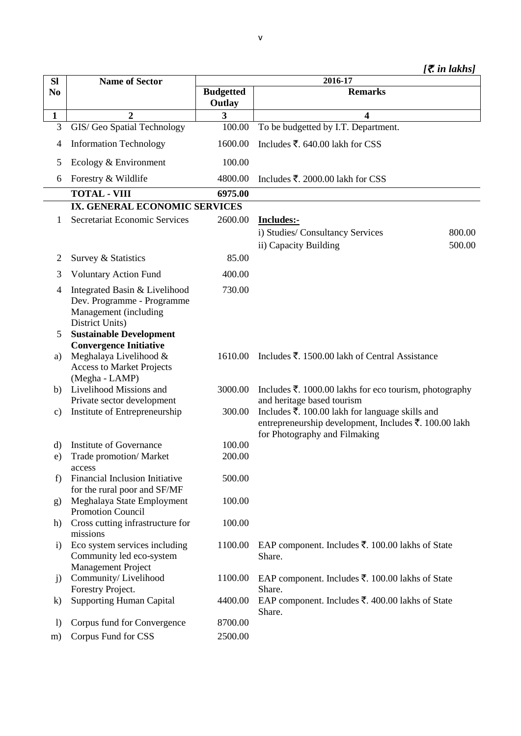*[₹. in lakhs]*

| Sl No | Name of Sector | 2016-17 | |
|---|---|---|---|
| | | Budgetted Outlay | Remarks |
| 1 | 2 | 3 | 4 |
| 3 | GIS/ Geo Spatial Technology | 100.00 | To be budgetted by I.T. Department. |
| 4 | Information Technology | 1600.00 | Includes ₹. 640.00 lakh for CSS |
| 5 | Ecology & Environment | 100.00 | |
| 6 | Forestry & Wildlife | 4800.00 | Includes ₹. 2000.00 lakh for CSS |
| | **TOTAL - VIII** | **6975.00** | |
| | **IX. GENERAL ECONOMIC SERVICES** | | |
| 1 | Secretariat Economic Services | 2600.00 | **Includes:-** i) Studies/ Consultancy Services 800.00; ii) Capacity Building 500.00 |
| 2 | Survey & Statistics | 85.00 | |
| 3 | Voluntary Action Fund | 400.00 | |
| 4 | Integrated Basin & Livelihood Dev. Programme - Programme Management (including District Units) | 730.00 | |
| 5 | **Sustainable Development Convergence Initiative** | | |
| a) | Meghalaya Livelihood & Access to Market Projects (Megha - LAMP) | 1610.00 | Includes ₹. 1500.00 lakh of Central Assistance |
| b) | Livelihood Missions and Private sector development | 3000.00 | Includes ₹. 1000.00 lakhs for eco tourism, photography and heritage based tourism |
| c) | Institute of Entrepreneurship | 300.00 | Includes ₹. 100.00 lakh for language skills and entrepreneurship development, Includes ₹. 100.00 lakh for Photography and Filmaking |
| d) | Institute of Governance | 100.00 | |
| e) | Trade promotion/ Market access | 200.00 | |
| f) | Financial Inclusion Initiative for the rural poor and SF/MF | 500.00 | |
| g) | Meghalaya State Employment Promotion Council | 100.00 | |
| h) | Cross cutting infrastructure for missions | 100.00 | |
| i) | Eco system services including Community led eco-system Management Project | 1100.00 | EAP component. Includes ₹. 100.00 lakhs of State Share. |
| j) | Community/ Livelihood Forestry Project. | 1100.00 | EAP component. Includes ₹. 100.00 lakhs of State Share. |
| k) | Supporting Human Capital | 4400.00 | EAP component. Includes ₹. 400.00 lakhs of State Share. |
| l) | Corpus fund for Convergence | 8700.00 | |
| m) | Corpus Fund for CSS | 2500.00 | |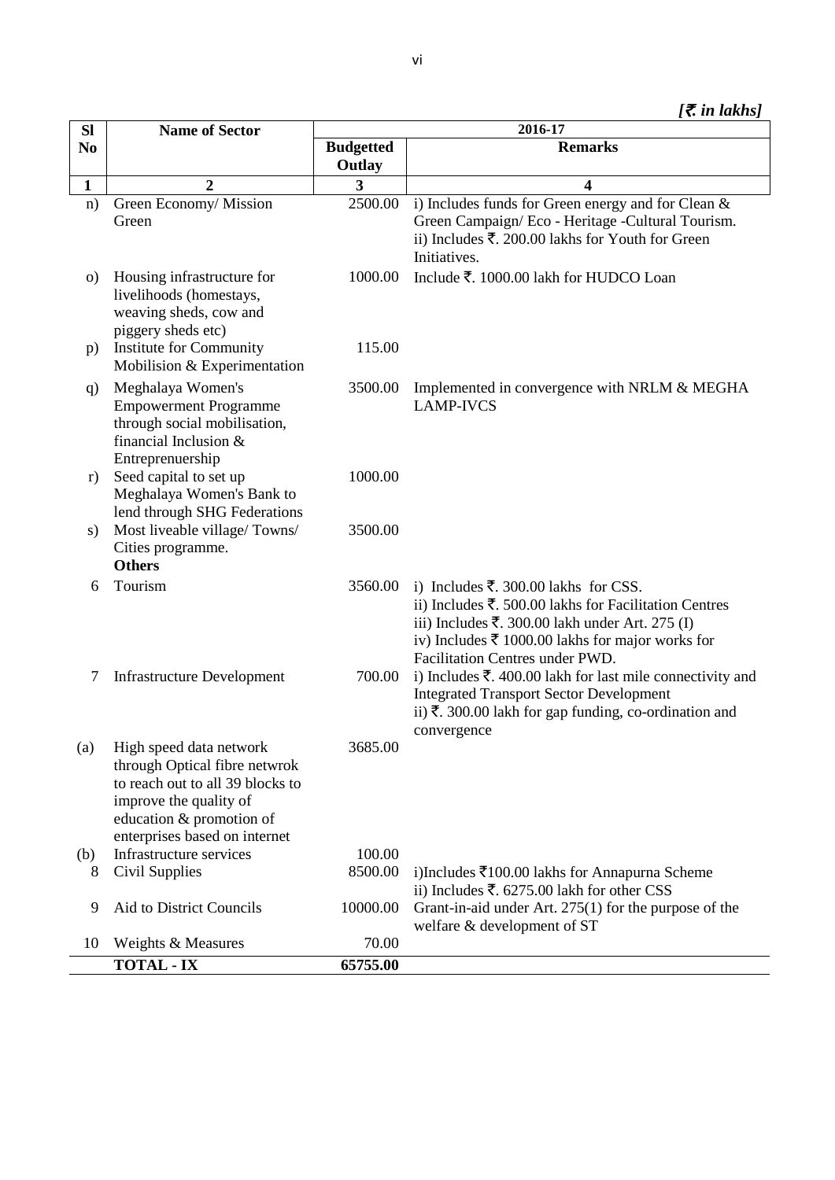*[₹. in lakhs]*

| Sl No | Name of Sector | 2016-17 | |
|---|---|---|---|
| | | Budgetted Outlay | Remarks |
| 1 | 2 | 3 | 4 |
| n) | Green Economy/ Mission Green | 2500.00 | i) Includes funds for Green energy and for Clean & Green Campaign/ Eco - Heritage -Cultural Tourism.<br>ii) Includes ₹. 200.00 lakhs for Youth for Green Initiatives. |
| o) | Housing infrastructure for livelihoods (homestays, weaving sheds, cow and piggery sheds etc) | 1000.00 | Include ₹. 1000.00 lakh for HUDCO Loan |
| p) | Institute for Community Mobilision & Experimentation | 115.00 | |
| q) | Meghalaya Women's Empowerment Programme through social mobilisation, financial Inclusion & Entreprenuership | 3500.00 | Implemented in convergence with NRLM & MEGHA LAMP-IVCS |
| r) | Seed capital to set up Meghalaya Women's Bank to lend through SHG Federations | 1000.00 | |
| s) | Most liveable village/ Towns/ Cities programme. | 3500.00 | |
| | **Others** | | |
| 6 | Tourism | 3560.00 | i) Includes ₹. 300.00 lakhs for CSS.<br>ii) Includes ₹. 500.00 lakhs for Facilitation Centres<br>iii) Includes ₹. 300.00 lakh under Art. 275 (I)<br>iv) Includes ₹ 1000.00 lakhs for major works for Facilitation Centres under PWD. |
| 7 | Infrastructure Development | 700.00 | i) Includes ₹. 400.00 lakh for last mile connectivity and Integrated Transport Sector Development<br>ii) ₹. 300.00 lakh for gap funding, co-ordination and convergence |
| (a) | High speed data network through Optical fibre netwrok to reach out to all 39 blocks to improve the quality of education & promotion of enterprises based on internet | 3685.00 | |
| (b) | Infrastructure services | 100.00 | |
| 8 | Civil Supplies | 8500.00 | i)Includes ₹100.00 lakhs for Annapurna Scheme<br>ii) Includes ₹. 6275.00 lakh for other CSS |
| 9 | Aid to District Councils | 10000.00 | Grant-in-aid under Art. 275(1) for the purpose of the welfare & development of ST |
| 10 | Weights & Measures | 70.00 | |
| | **TOTAL - IX** | **65755.00** | |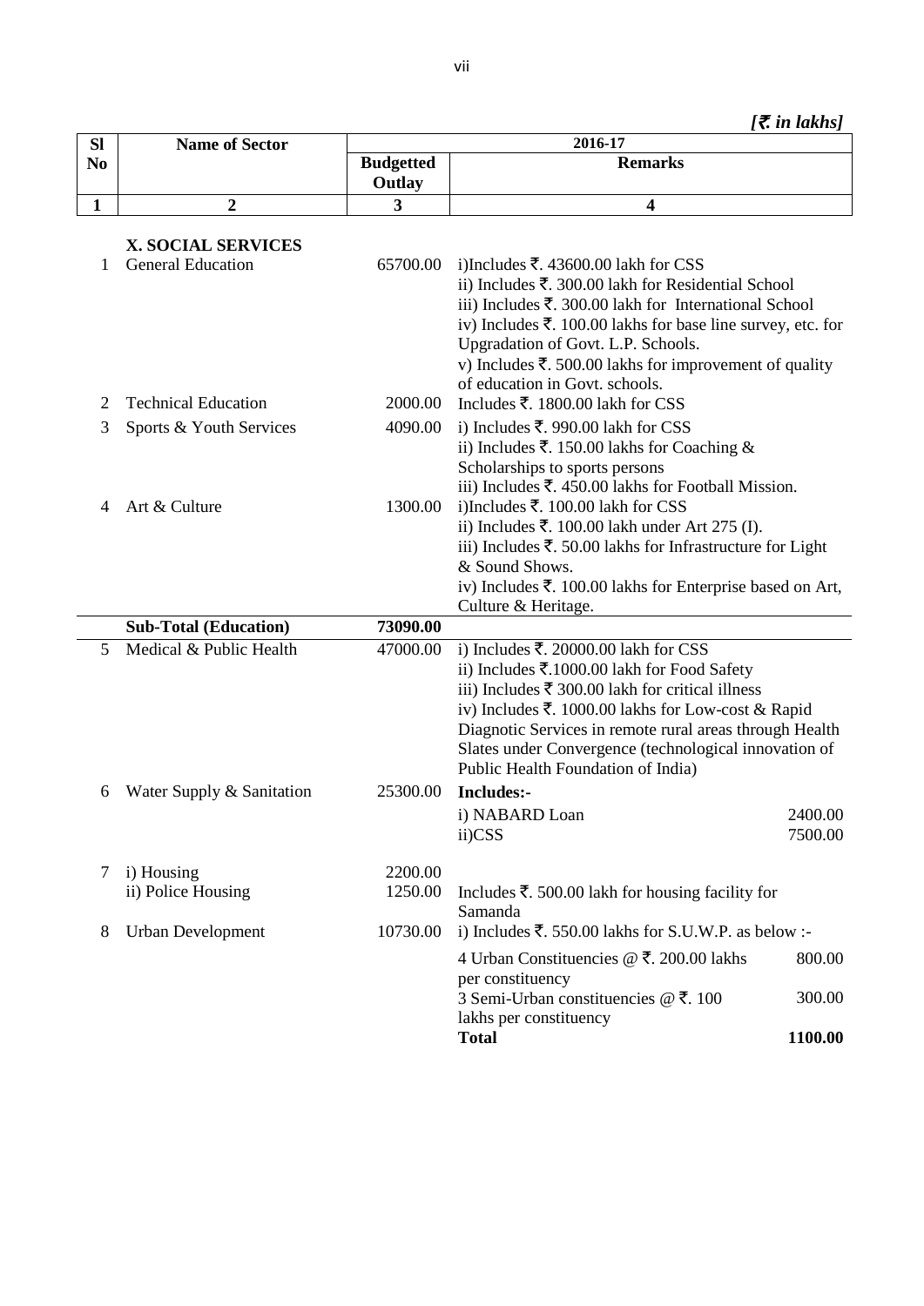*[₹. in lakhs]*

| Sl No | Name of Sector | 2016-17 | |
|---|---|---|---|
| | | Budgetted Outlay | Remarks |
| 1 | 2 | 3 | 4 |
| | **X. SOCIAL SERVICES** | | |
| 1 | General Education | 65700.00 | i)Includes ₹. 43600.00 lakh for CSS<br>ii) Includes ₹. 300.00 lakh for Residential School<br>iii) Includes ₹. 300.00 lakh for International School<br>iv) Includes ₹. 100.00 lakhs for base line survey, etc. for Upgradation of Govt. L.P. Schools.<br>v) Includes ₹. 500.00 lakhs for improvement of quality of education in Govt. schools. |
| 2 | Technical Education | 2000.00 | Includes ₹. 1800.00 lakh for CSS |
| 3 | Sports & Youth Services | 4090.00 | i) Includes ₹. 990.00 lakh for CSS<br>ii) Includes ₹. 150.00 lakhs for Coaching & Scholarships to sports persons<br>iii) Includes ₹. 450.00 lakhs for Football Mission. |
| 4 | Art & Culture | 1300.00 | i)Includes ₹. 100.00 lakh for CSS<br>ii) Includes ₹. 100.00 lakh under Art 275 (I).<br>iii) Includes ₹. 50.00 lakhs for Infrastructure for Light & Sound Shows.<br>iv) Includes ₹. 100.00 lakhs for Enterprise based on Art, Culture & Heritage. |
| | **Sub-Total (Education)** | **73090.00** | |
| 5 | Medical & Public Health | 47000.00 | i) Includes ₹. 20000.00 lakh for CSS<br>ii) Includes ₹.1000.00 lakh for Food Safety<br>iii) Includes ₹ 300.00 lakh for critical illness<br>iv) Includes ₹. 1000.00 lakhs for Low-cost & Rapid Diagnotic Services in remote rural areas through Health Slates under Convergence (technological innovation of Public Health Foundation of India) |
| 6 | Water Supply & Sanitation | 25300.00 | **Includes:-**<br>i) NABARD Loan 2400.00<br>ii)CSS 7500.00 |
| 7 | i) Housing | 2200.00 | |
| | ii) Police Housing | 1250.00 | Includes ₹. 500.00 lakh for housing facility for Samanda |
| 8 | Urban Development | 10730.00 | i) Includes ₹. 550.00 lakhs for S.U.W.P. as below :-<br>4 Urban Constituencies @ ₹. 200.00 lakhs per constituency 800.00<br>3 Semi-Urban constituencies @ ₹. 100 lakhs per constituency 300.00<br>**Total 1100.00** |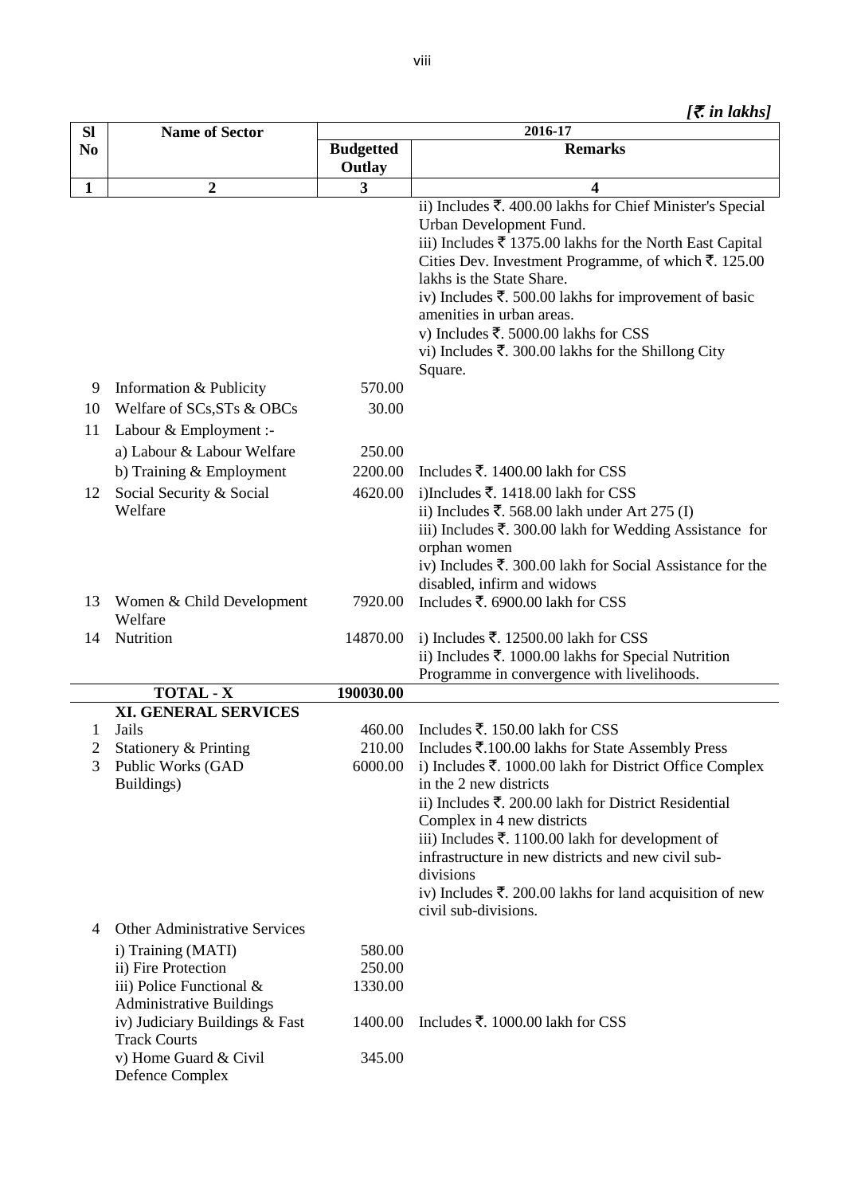*[₹. in lakhs]*

| Sl No | Name of Sector | 2016-17 | |
|---|---|---|---|
| | | Budgetted Outlay | Remarks |
| 1 | 2 | 3 | 4 |
| | | | ii) Includes ₹. 400.00 lakhs for Chief Minister's Special Urban Development Fund.<br>iii) Includes ₹ 1375.00 lakhs for the North East Capital Cities Dev. Investment Programme, of which ₹. 125.00 lakhs is the State Share.<br>iv) Includes ₹. 500.00 lakhs for improvement of basic amenities in urban areas.<br>v) Includes ₹. 5000.00 lakhs for CSS<br>vi) Includes ₹. 300.00 lakhs for the Shillong City Square. |
| 9 | Information & Publicity | 570.00 | |
| 10 | Welfare of SCs,STs & OBCs | 30.00 | |
| 11 | Labour & Employment :- | | |
| | a) Labour & Labour Welfare | 250.00 | |
| | b) Training & Employment | 2200.00 | Includes ₹. 1400.00 lakh for CSS |
| 12 | Social Security & Social Welfare | 4620.00 | i)Includes ₹. 1418.00 lakh for CSS<br>ii) Includes ₹. 568.00 lakh under Art 275 (I)<br>iii) Includes ₹. 300.00 lakh for Wedding Assistance for orphan women<br>iv) Includes ₹. 300.00 lakh for Social Assistance for the disabled, infirm and widows |
| 13 | Women & Child Development Welfare | 7920.00 | Includes ₹. 6900.00 lakh for CSS |
| 14 | Nutrition | 14870.00 | i) Includes ₹. 12500.00 lakh for CSS<br>ii) Includes ₹. 1000.00 lakhs for Special Nutrition Programme in convergence with livelihoods. |
| | **TOTAL - X** | **190030.00** | |
| | **XI. GENERAL SERVICES** | | |
| 1 | Jails | 460.00 | Includes ₹. 150.00 lakh for CSS |
| 2 | Stationery & Printing | 210.00 | Includes ₹.100.00 lakhs for State Assembly Press |
| 3 | Public Works (GAD Buildings) | 6000.00 | i) Includes ₹. 1000.00 lakh for District Office Complex in the 2 new districts<br>ii) Includes ₹. 200.00 lakh for District Residential Complex in 4 new districts<br>iii) Includes ₹. 1100.00 lakh for development of infrastructure in new districts and new civil sub-divisions<br>iv) Includes ₹. 200.00 lakhs for land acquisition of new civil sub-divisions. |
| 4 | Other Administrative Services | | |
| | i) Training (MATI) | 580.00 | |
| | ii) Fire Protection | 250.00 | |
| | iii) Police Functional & Administrative Buildings | 1330.00 | |
| | iv) Judiciary Buildings & Fast Track Courts | 1400.00 | Includes ₹. 1000.00 lakh for CSS |
| | v) Home Guard & Civil Defence Complex | 345.00 | |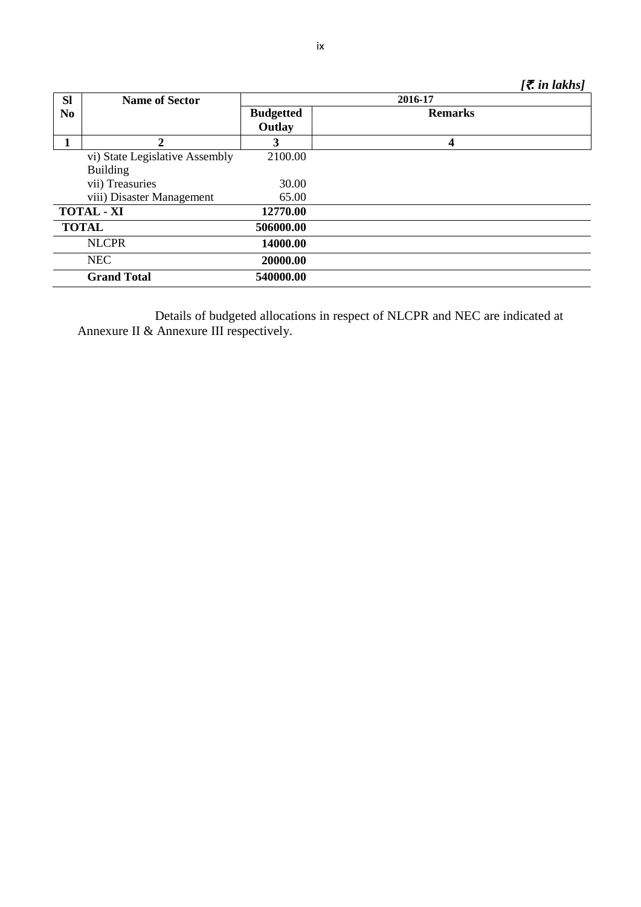*[₹. in lakhs]*

| Sl No | Name of Sector | 2016-17 | |
|---|---|---|---|
| | | Budgetted Outlay | Remarks |
| 1 | 2 | 3 | 4 |
| | vi) State Legislative Assembly Building | 2100.00 | |
| | vii) Treasuries | 30.00 | |
| | viii) Disaster Management | 65.00 | |
| **TOTAL - XI** | | **12770.00** | |
| **TOTAL** | | **506000.00** | |
| | NLCPR | **14000.00** | |
| | NEC | **20000.00** | |
| | **Grand Total** | **540000.00** | |

Details of budgeted allocations in respect of NLCPR and NEC are indicated at Annexure II & Annexure III respectively.